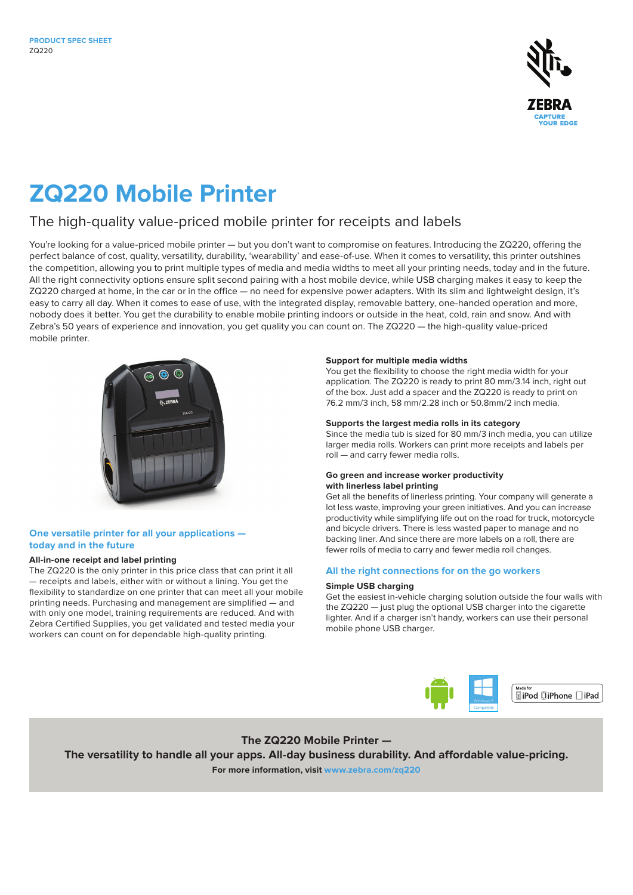PRODUCT SPEC SHEET
ZQ220

# ZQ220 Mobile Printer

## The high-quality value-priced mobile printer for receipts and labels

You're looking for a value-priced mobile printer — but you don't want to compromise on features. Introducing the ZQ220, offering the perfect balance of cost, quality, versatility, durability, 'wearability' and ease-of-use. When it comes to versatility, this printer outshines the competition, allowing you to print multiple types of media and media widths to meet all your printing needs, today and in the future. All the right connectivity options ensure split second pairing with a host mobile device, while USB charging makes it easy to keep the ZQ220 charged at home, in the car or in the office — no need for expensive power adapters. With its slim and lightweight design, it's easy to carry all day. When it comes to ease of use, with the integrated display, removable battery, one-handed operation and more, nobody does it better. You get the durability to enable mobile printing indoors or outside in the heat, cold, rain and snow. And with Zebra's 50 years of experience and innovation, you get quality you can count on. The ZQ220 — the high-quality value-priced mobile printer.

### One versatile printer for all your applications — today and in the future

**All-in-one receipt and label printing**
The ZQ220 is the only printer in this price class that can print it all — receipts and labels, either with or without a lining. You get the flexibility to standardize on one printer that can meet all your mobile printing needs. Purchasing and management are simplified — and with only one model, training requirements are reduced. And with Zebra Certified Supplies, you get validated and tested media your workers can count on for dependable high-quality printing.

**Support for multiple media widths**
You get the flexibility to choose the right media width for your application. The ZQ220 is ready to print 80 mm/3.14 inch, right out of the box. Just add a spacer and the ZQ220 is ready to print on 76.2 mm/3 inch, 58 mm/2.28 inch or 50.8mm/2 inch media.

**Supports the largest media rolls in its category**
Since the media tub is sized for 80 mm/3 inch media, you can utilize larger media rolls. Workers can print more receipts and labels per roll — and carry fewer media rolls.

**Go green and increase worker productivity with linerless label printing**
Get all the benefits of linerless printing. Your company will generate a lot less waste, improving your green initiatives. And you can increase productivity while simplifying life out on the road for truck, motorcycle and bicycle drivers. There is less wasted paper to manage and no backing liner. And since there are more labels on a roll, there are fewer rolls of media to carry and fewer media roll changes.

### All the right connections for on the go workers

**Simple USB charging**
Get the easiest in-vehicle charging solution outside the four walls with the ZQ220 — just plug the optional USB charger into the cigarette lighter. And if a charger isn't handy, workers can use their personal mobile phone USB charger.

**The ZQ220 Mobile Printer —**
**The versatility to handle all your apps. All-day business durability. And affordable value-pricing.**
**For more information, visit www.zebra.com/zq220**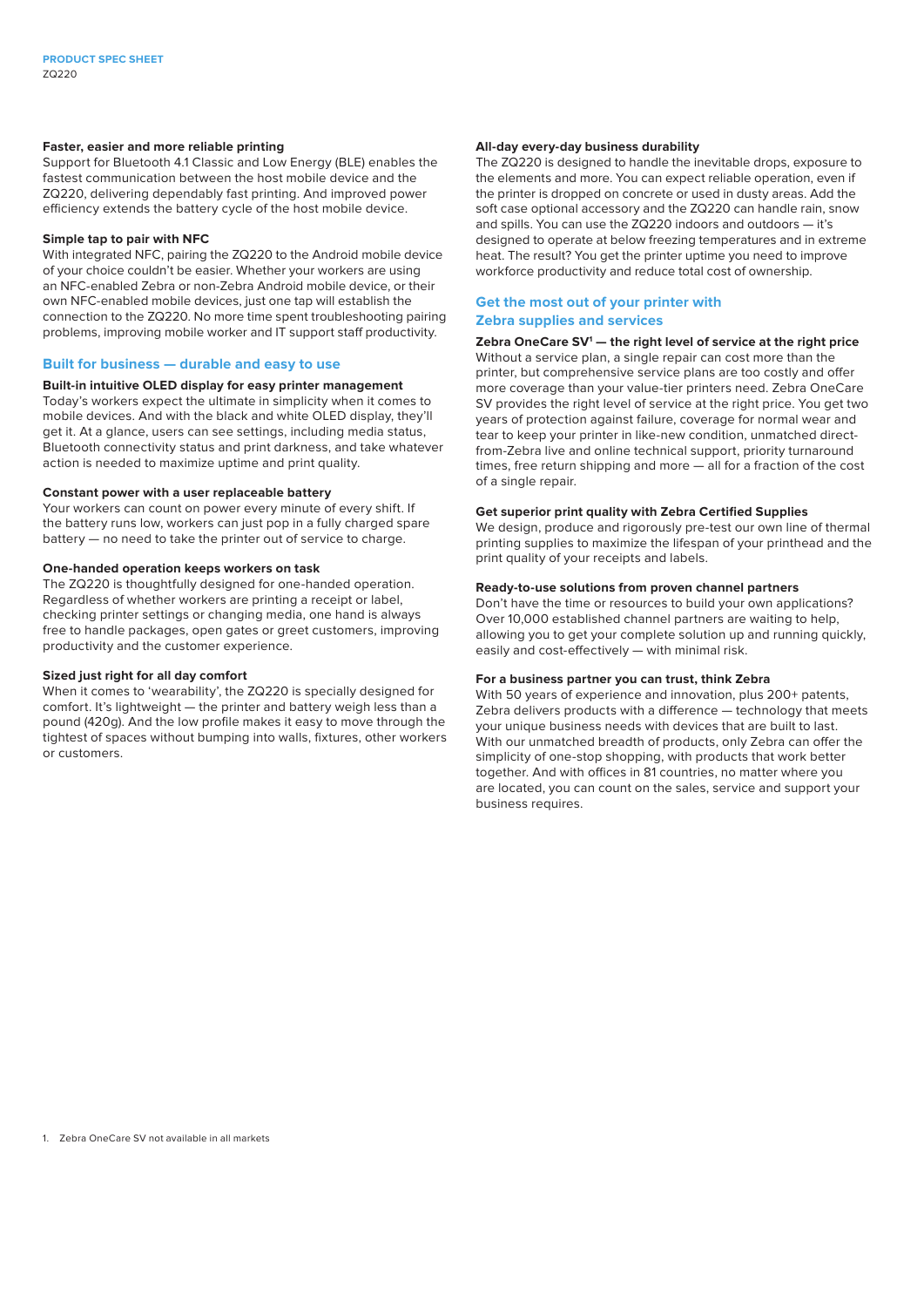### Faster, easier and more reliable printing

Support for Bluetooth 4.1 Classic and Low Energy (BLE) enables the fastest communication between the host mobile device and the ZQ220, delivering dependably fast printing. And improved power efficiency extends the battery cycle of the host mobile device.

### Simple tap to pair with NFC

With integrated NFC, pairing the ZQ220 to the Android mobile device of your choice couldn't be easier. Whether your workers are using an NFC-enabled Zebra or non-Zebra Android mobile device, or their own NFC-enabled mobile devices, just one tap will establish the connection to the ZQ220. No more time spent troubleshooting pairing problems, improving mobile worker and IT support staff productivity.

## Built for business — durable and easy to use

### Built-in intuitive OLED display for easy printer management

Today's workers expect the ultimate in simplicity when it comes to mobile devices. And with the black and white OLED display, they'll get it. At a glance, users can see settings, including media status, Bluetooth connectivity status and print darkness, and take whatever action is needed to maximize uptime and print quality.

### Constant power with a user replaceable battery

Your workers can count on power every minute of every shift. If the battery runs low, workers can just pop in a fully charged spare battery — no need to take the printer out of service to charge.

### One-handed operation keeps workers on task

The ZQ220 is thoughtfully designed for one-handed operation. Regardless of whether workers are printing a receipt or label, checking printer settings or changing media, one hand is always free to handle packages, open gates or greet customers, improving productivity and the customer experience.

### Sized just right for all day comfort

When it comes to 'wearability', the ZQ220 is specially designed for comfort. It's lightweight — the printer and battery weigh less than a pound (420g). And the low profile makes it easy to move through the tightest of spaces without bumping into walls, fixtures, other workers or customers.

### All-day every-day business durability

The ZQ220 is designed to handle the inevitable drops, exposure to the elements and more. You can expect reliable operation, even if the printer is dropped on concrete or used in dusty areas. Add the soft case optional accessory and the ZQ220 can handle rain, snow and spills. You can use the ZQ220 indoors and outdoors — it's designed to operate at below freezing temperatures and in extreme heat. The result? You get the printer uptime you need to improve workforce productivity and reduce total cost of ownership.

## Get the most out of your printer with Zebra supplies and services

### Zebra OneCare SV[1] — the right level of service at the right price

Without a service plan, a single repair can cost more than the printer, but comprehensive service plans are too costly and offer more coverage than your value-tier printers need. Zebra OneCare SV provides the right level of service at the right price. You get two years of protection against failure, coverage for normal wear and tear to keep your printer in like-new condition, unmatched direct-from-Zebra live and online technical support, priority turnaround times, free return shipping and more — all for a fraction of the cost of a single repair.

### Get superior print quality with Zebra Certified Supplies

We design, produce and rigorously pre-test our own line of thermal printing supplies to maximize the lifespan of your printhead and the print quality of your receipts and labels.

### Ready-to-use solutions from proven channel partners

Don't have the time or resources to build your own applications? Over 10,000 established channel partners are waiting to help, allowing you to get your complete solution up and running quickly, easily and cost-effectively — with minimal risk.

### For a business partner you can trust, think Zebra

With 50 years of experience and innovation, plus 200+ patents, Zebra delivers products with a difference — technology that meets your unique business needs with devices that are built to last. With our unmatched breadth of products, only Zebra can offer the simplicity of one-stop shopping, with products that work better together. And with offices in 81 countries, no matter where you are located, you can count on the sales, service and support your business requires.

1. Zebra OneCare SV not available in all markets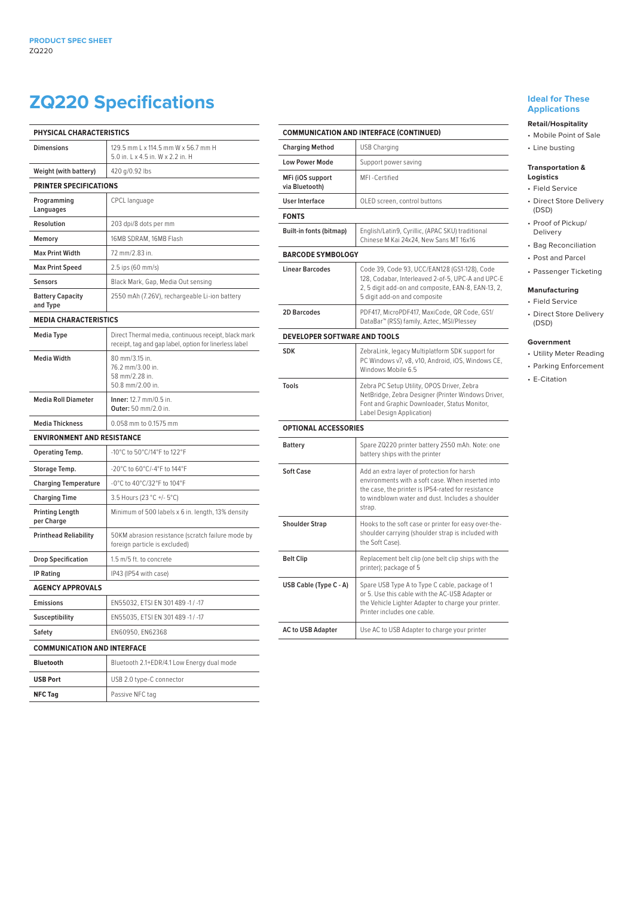# ZQ220 Specifications

| PHYSICAL CHARACTERISTICS | |
|---|---|
| Dimensions | 129.5 mm L x 114.5 mm W x 56.7 mm H<br>5.0 in. L x 4.5 in. W x 2.2 in. H |
| Weight (with battery) | 420 g/0.92 lbs |
| **PRINTER SPECIFICATIONS** | |
| Programming Languages | CPCL language |
| Resolution | 203 dpi/8 dots per mm |
| Memory | 16MB SDRAM, 16MB Flash |
| Max Print Width | 72 mm/2.83 in. |
| Max Print Speed | 2.5 ips (60 mm/s) |
| Sensors | Black Mark, Gap, Media Out sensing |
| Battery Capacity and Type | 2550 mAh (7.26V), rechargeable Li-ion battery |
| **MEDIA CHARACTERISTICS** | |
| Media Type | Direct Thermal media, continuous receipt, black mark receipt, tag and gap label, option for linerless label |
| Media Width | 80 mm/3.15 in.<br>76.2 mm/3.00 in.<br>58 mm/2.28 in.<br>50.8 mm/2.00 in. |
| Media Roll Diameter | **Inner:** 12.7 mm/0.5 in.<br>**Outer:** 50 mm/2.0 in. |
| Media Thickness | 0.058 mm to 0.1575 mm |
| **ENVIRONMENT AND RESISTANCE** | |
| Operating Temp. | -10°C to 50°C/14°F to 122°F |
| Storage Temp. | -20°C to 60°C/-4°F to 144°F |
| Charging Temperature | -0°C to 40°C/32°F to 104°F |
| Charging Time | 3.5 Hours (23 °C +/- 5°C) |
| Printing Length per Charge | Minimum of 500 labels x 6 in. length, 13% density |
| Printhead Reliability | 50KM abrasion resistance (scratch failure mode by foreign particle is excluded) |
| Drop Specification | 1.5 m/5 ft. to concrete |
| IP Rating | IP43 (IP54 with case) |
| **AGENCY APPROVALS** | |
| Emissions | EN55032, ETSI EN 301 489 -1 / -17 |
| Susceptibility | EN55035, ETSI EN 301 489 -1 / -17 |
| Safety | EN60950, EN62368 |
| **COMMUNICATION AND INTERFACE** | |
| Bluetooth | Bluetooth 2.1+EDR/4.1 Low Energy dual mode |
| USB Port | USB 2.0 type-C connector |
| NFC Tag | Passive NFC tag |

| COMMUNICATION AND INTERFACE (CONTINUED) | |
|---|---|
| Charging Method | USB Charging |
| Low Power Mode | Support power saving |
| MFi (iOS support via Bluetooth) | MFI -Certified |
| User Interface | OLED screen, control buttons |
| **FONTS** | |
| Built-in fonts (bitmap) | English/Latin9, Cyrillic, (APAC SKU) traditional Chinese M Kai 24x24, New Sans MT 16x16 |
| **BARCODE SYMBOLOGY** | |
| Linear Barcodes | Code 39, Code 93, UCC/EAN128 (GS1-128), Code 128, Codabar, Interleaved 2-of-5, UPC-A and UPC-E 2, 5 digit add-on and composite, EAN-8, EAN-13, 2, 5 digit add-on and composite |
| 2D Barcodes | PDF417, MicroPDF417, MaxiCode, QR Code, GS1/ DataBar™ (RSS) family, Aztec, MSI/Plessey |
| **DEVELOPER SOFTWARE AND TOOLS** | |
| SDK | ZebraLink, legacy Multiplatform SDK support for PC Windows v7, v8, v10, Android, iOS, Windows CE, Windows Mobile 6.5 |
| Tools | Zebra PC Setup Utility, OPOS Driver, Zebra NetBridge, Zebra Designer (Printer Windows Driver, Font and Graphic Downloader, Status Monitor, Label Design Application) |
| **OPTIONAL ACCESSORIES** | |
| Battery | Spare ZQ220 printer battery 2550 mAh. Note: one battery ships with the printer |
| Soft Case | Add an extra layer of protection for harsh environments with a soft case. When inserted into the case, the printer is IP54-rated for resistance to windblown water and dust. Includes a shoulder strap. |
| Shoulder Strap | Hooks to the soft case or printer for easy over-the-shoulder carrying (shoulder strap is included with the Soft Case). |
| Belt Clip | Replacement belt clip (one belt clip ships with the printer); package of 5 |
| USB Cable (Type C - A) | Spare USB Type A to Type C cable, package of 1 or 5. Use this cable with the AC-USB Adapter or the Vehicle Lighter Adapter to charge your printer. Printer includes one cable. |
| AC to USB Adapter | Use AC to USB Adapter to charge your printer |

## Ideal for These Applications

**Retail/Hospitality**
- Mobile Point of Sale
- Line busting

**Transportation & Logistics**
- Field Service
- Direct Store Delivery (DSD)
- Proof of Pickup/ Delivery
- Bag Reconciliation
- Post and Parcel
- Passenger Ticketing

**Manufacturing**
- Field Service
- Direct Store Delivery (DSD)

**Government**
- Utility Meter Reading
- Parking Enforcement
- E-Citation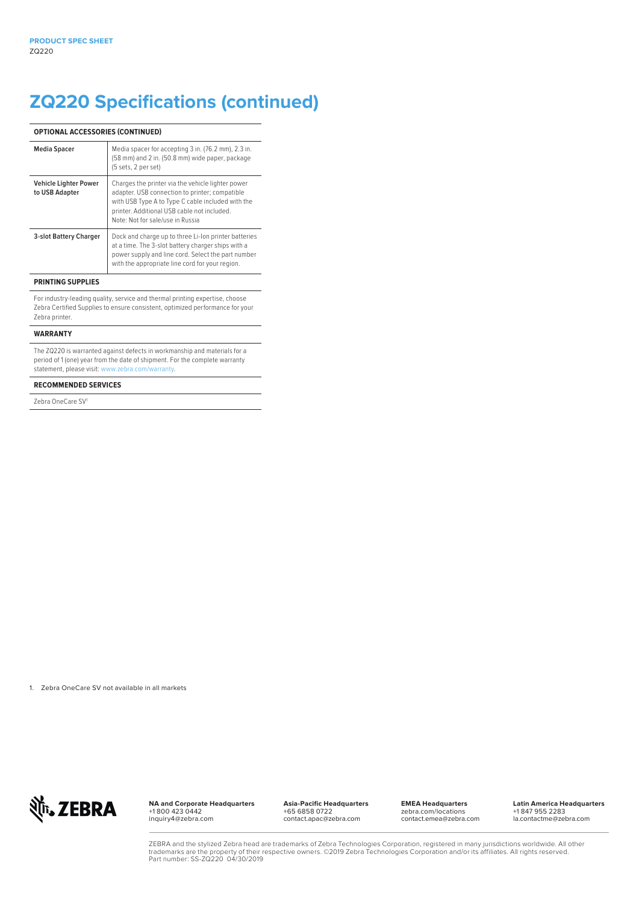**PRODUCT SPEC SHEET**
ZQ220

# ZQ220 Specifications (continued)

## OPTIONAL ACCESSORIES (CONTINUED)

| | |
|---|---|
| **Media Spacer** | Media spacer for accepting 3 in. (76.2 mm), 2.3 in. (58 mm) and 2 in. (50.8 mm) wide paper, package (5 sets, 2 per set) |
| **Vehicle Lighter Power to USB Adapter** | Charges the printer via the vehicle lighter power adapter. USB connection to printer; compatible with USB Type A to Type C cable included with the printer. Additional USB cable not included. Note: Not for sale/use in Russia |
| **3-slot Battery Charger** | Dock and charge up to three Li-Ion printer batteries at a time. The 3-slot battery charger ships with a power supply and line cord. Select the part number with the appropriate line cord for your region. |

## PRINTING SUPPLIES

For industry-leading quality, service and thermal printing expertise, choose Zebra Certified Supplies to ensure consistent, optimized performance for your Zebra printer.

## WARRANTY

The ZQ220 is warranted against defects in workmanship and materials for a period of 1 (one) year from the date of shipment. For the complete warranty statement, please visit: www.zebra.com/warranty.

## RECOMMENDED SERVICES

Zebra OneCare SV[1]

1. Zebra OneCare SV not available in all markets

**NA and Corporate Headquarters**
+1 800 423 0442
inquiry4@zebra.com

**Asia-Pacific Headquarters**
+65 6858 0722
contact.apac@zebra.com

**EMEA Headquarters**
zebra.com/locations
contact.emea@zebra.com

**Latin America Headquarters**
+1 847 955 2283
la.contactme@zebra.com

ZEBRA and the stylized Zebra head are trademarks of Zebra Technologies Corporation, registered in many jurisdictions worldwide. All other trademarks are the property of their respective owners. ©2019 Zebra Technologies Corporation and/or its affiliates. All rights reserved.
Part number: SS-ZQ220 04/30/2019